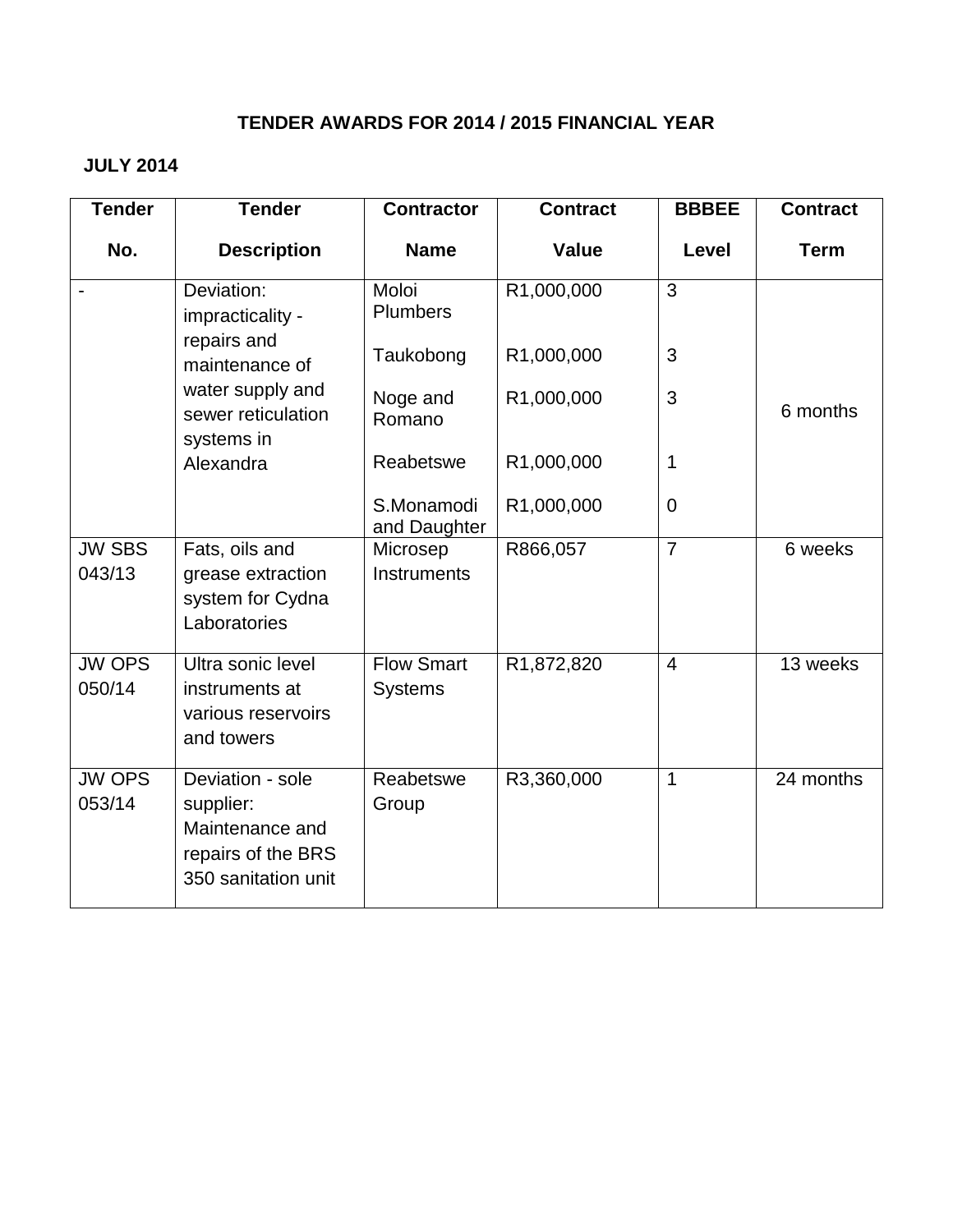# TENDER AWARDS FOR 2014 / 2015 FINANCIAL YEAR

## JULY 2014

| Tender No. | Tender Description | Contractor Name | Contract Value | BBBEE Level | Contract Term |
|---|---|---|---|---|---|
| - | Deviation: impracticality - repairs and maintenance of water supply and sewer reticulation systems in Alexandra | Moloi Plumbers | R1,000,000 | 3 | 6 months |
| | | Taukobong | R1,000,000 | 3 | |
| | | Noge and Romano | R1,000,000 | 3 | |
| | | Reabetswe | R1,000,000 | 1 | |
| | | S.Monamodi and Daughter | R1,000,000 | 0 | |
| JW SBS 043/13 | Fats, oils and grease extraction system for Cydna Laboratories | Microsep Instruments | R866,057 | 7 | 6 weeks |
| JW OPS 050/14 | Ultra sonic level instruments at various reservoirs and towers | Flow Smart Systems | R1,872,820 | 4 | 13 weeks |
| JW OPS 053/14 | Deviation - sole supplier: Maintenance and repairs of the BRS 350 sanitation unit | Reabetswe Group | R3,360,000 | 1 | 24 months |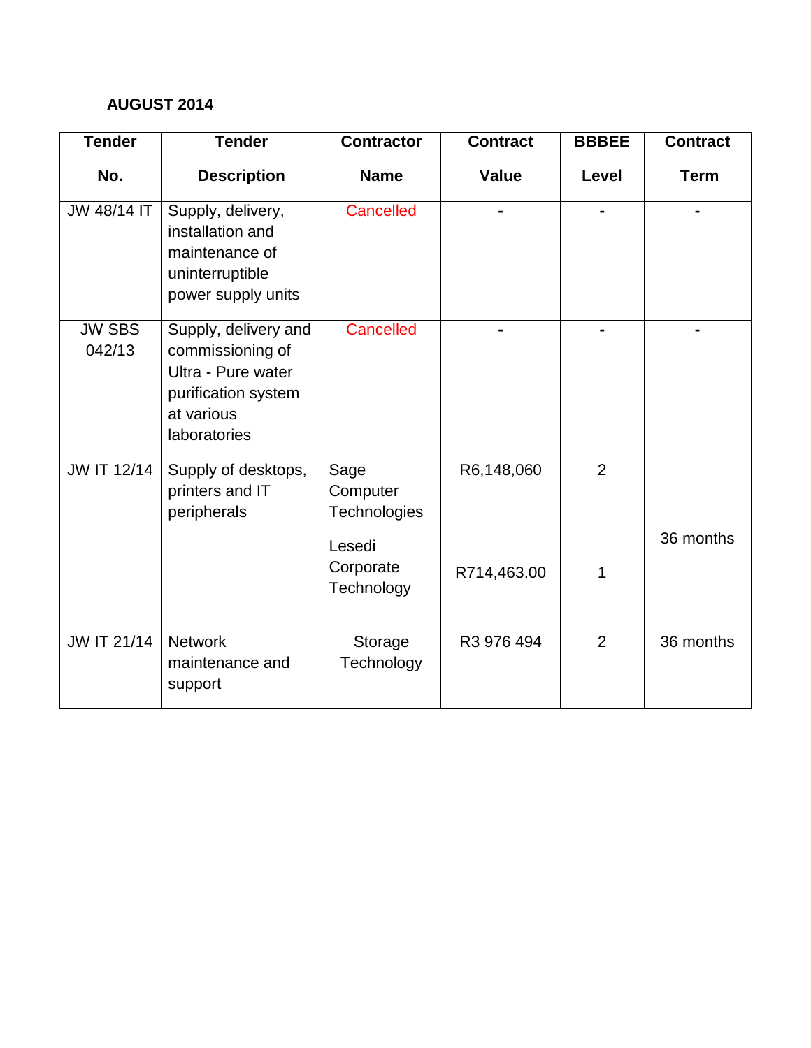**AUGUST 2014**

| Tender No. | Tender Description | Contractor Name | Contract Value | BBBEE Level | Contract Term |
|---|---|---|---|---|---|
| JW 48/14 IT | Supply, delivery, installation and maintenance of uninterruptible power supply units | Cancelled | - | - | - |
| JW SBS 042/13 | Supply, delivery and commissioning of Ultra - Pure water purification system at various laboratories | Cancelled | - | - | - |
| JW IT 12/14 | Supply of desktops, printers and IT peripherals | Sage Computer Technologies<br>Lesedi Corporate Technology | R6,148,060<br>R714,463.00 | 2<br>1 | 36 months |
| JW IT 21/14 | Network maintenance and support | Storage Technology | R3 976 494 | 2 | 36 months |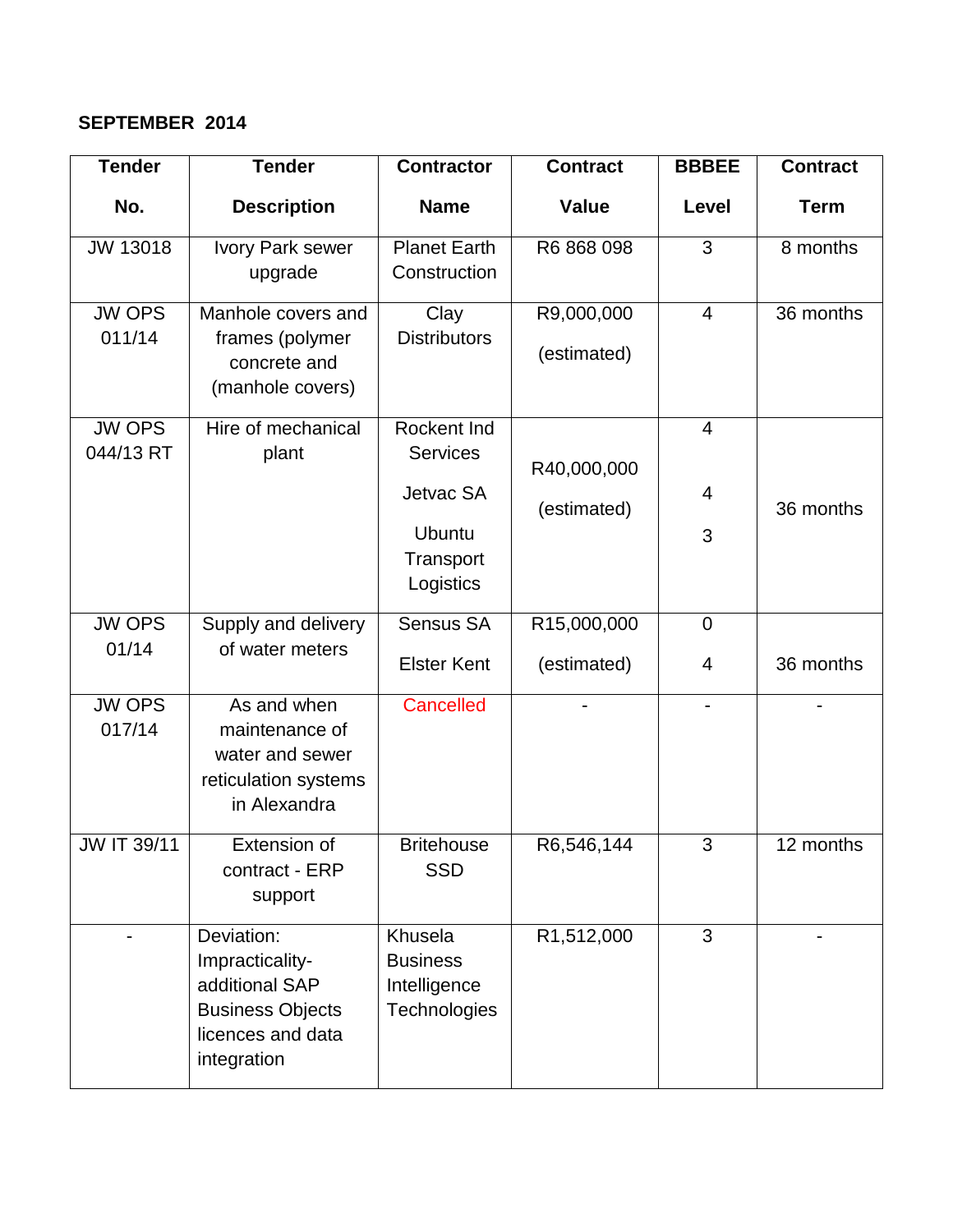**SEPTEMBER 2014**

| Tender No. | Tender Description | Contractor Name | Contract Value | BBBEE Level | Contract Term |
|---|---|---|---|---|---|
| JW 13018 | Ivory Park sewer upgrade | Planet Earth Construction | R6 868 098 | 3 | 8 months |
| JW OPS 011/14 | Manhole covers and frames (polymer concrete and (manhole covers) | Clay Distributors | R9,000,000 (estimated) | 4 | 36 months |
| JW OPS 044/13 RT | Hire of mechanical plant | Rockent Ind Services<br>Jetvac SA<br>Ubuntu Transport Logistics | R40,000,000 (estimated) | 4<br>4<br>3 | 36 months |
| JW OPS 01/14 | Supply and delivery of water meters | Sensus SA<br>Elster Kent | R15,000,000 (estimated) | 0<br>4 | 36 months |
| JW OPS 017/14 | As and when maintenance of water and sewer reticulation systems in Alexandra | Cancelled | - | - | - |
| JW IT 39/11 | Extension of contract - ERP support | Britehouse SSD | R6,546,144 | 3 | 12 months |
| - | Deviation: Impracticality- additional SAP Business Objects licences and data integration | Khusela Business Intelligence Technologies | R1,512,000 | 3 | - |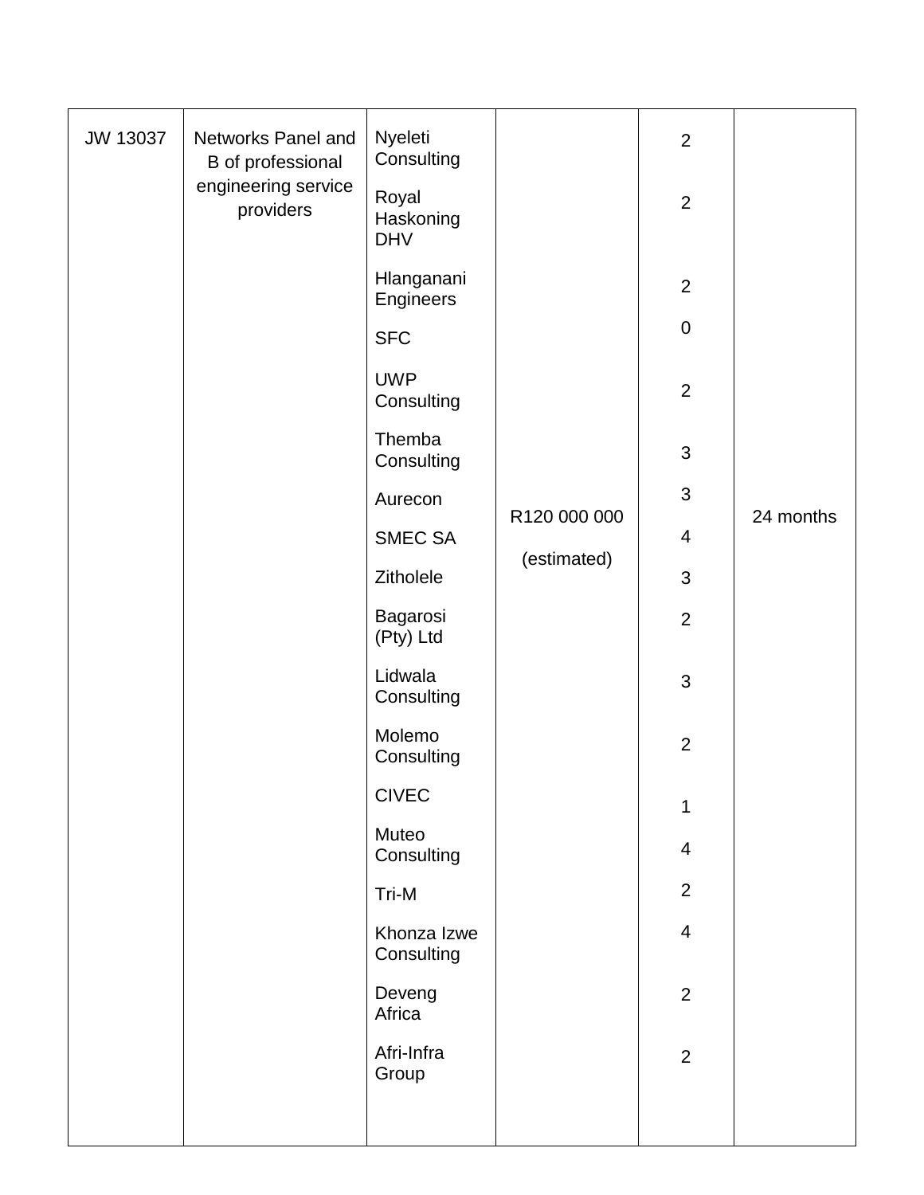| | | | | | |
|---|---|---|---|---|---|
| JW 13037 | Networks Panel and B of professional engineering service providers | Nyeleti Consulting | R120 000 000 (estimated) | 2 | 24 months |
| | | Royal Haskoning DHV | | 2 | |
| | | Hlanganani Engineers | | 2 | |
| | | SFC | | 0 | |
| | | UWP Consulting | | 2 | |
| | | Themba Consulting | | 3 | |
| | | Aurecon | | 3 | |
| | | SMEC SA | | 4 | |
| | | Zitholele | | 3 | |
| | | Bagarosi (Pty) Ltd | | 2 | |
| | | Lidwala Consulting | | 3 | |
| | | Molemo Consulting | | 2 | |
| | | CIVEC | | 1 | |
| | | Muteo Consulting | | 4 | |
| | | Tri-M | | 2 | |
| | | Khonza Izwe Consulting | | 4 | |
| | | Deveng Africa | | 2 | |
| | | Afri-Infra Group | | 2 | |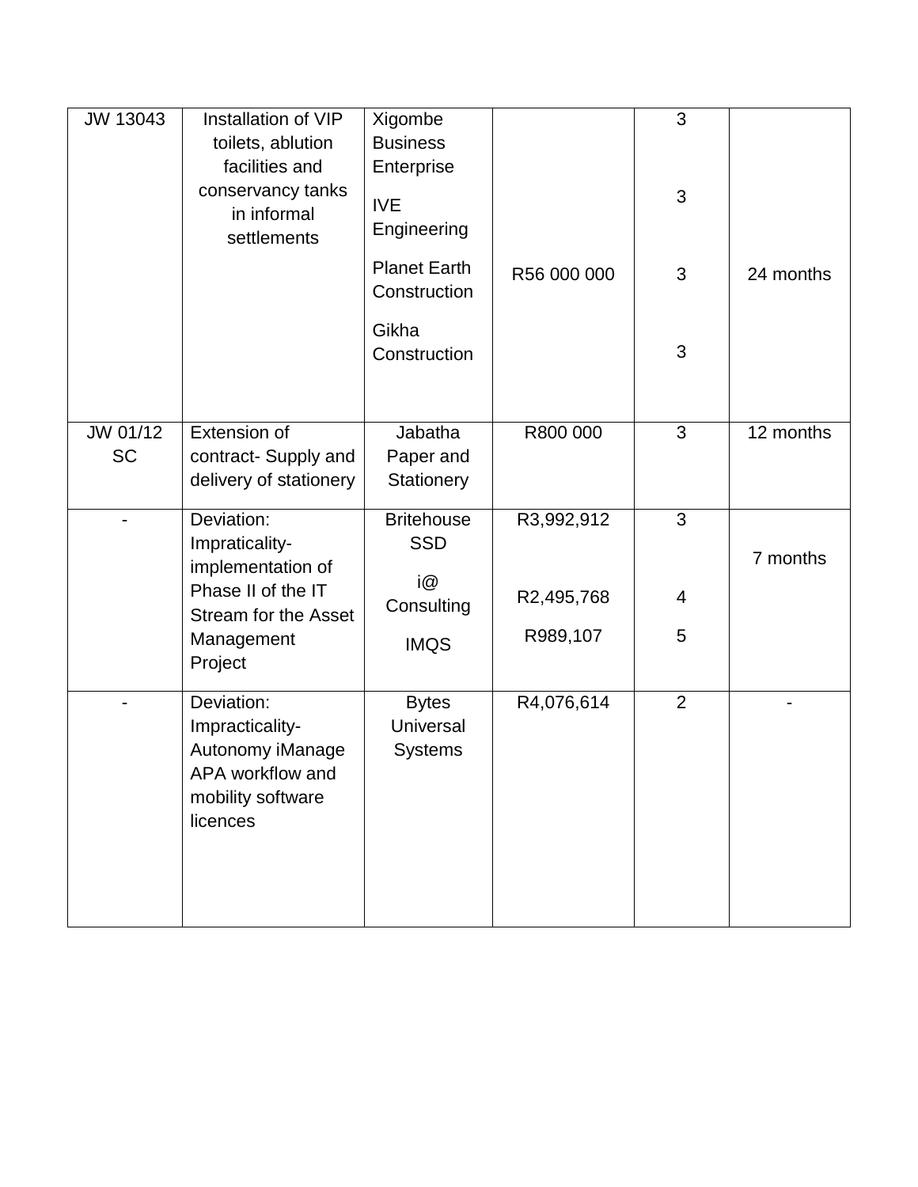| JW 13043 | Installation of VIP toilets, ablution facilities and conservancy tanks in informal settlements | Xigombe Business Enterprise<br><br>IVE Engineering<br><br>Planet Earth Construction<br><br>Gikha Construction | R56 000 000 | 3<br><br>3<br><br>3<br><br>3 | 24 months |
|---|---|---|---|---|---|
| JW 01/12 SC | Extension of contract- Supply and delivery of stationery | Jabatha Paper and Stationery | R800 000 | 3 | 12 months |
| - | Deviation: Impraticality- implementation of Phase II of the IT Stream for the Asset Management Project | Britehouse SSD<br><br>i@ Consulting<br><br>IMQS | R3,992,912<br><br>R2,495,768<br><br>R989,107 | 3<br><br>4<br><br>5 | 7 months |
| - | Deviation: Impracticality- Autonomy iManage APA workflow and mobility software licences | Bytes Universal Systems | R4,076,614 | 2 | - |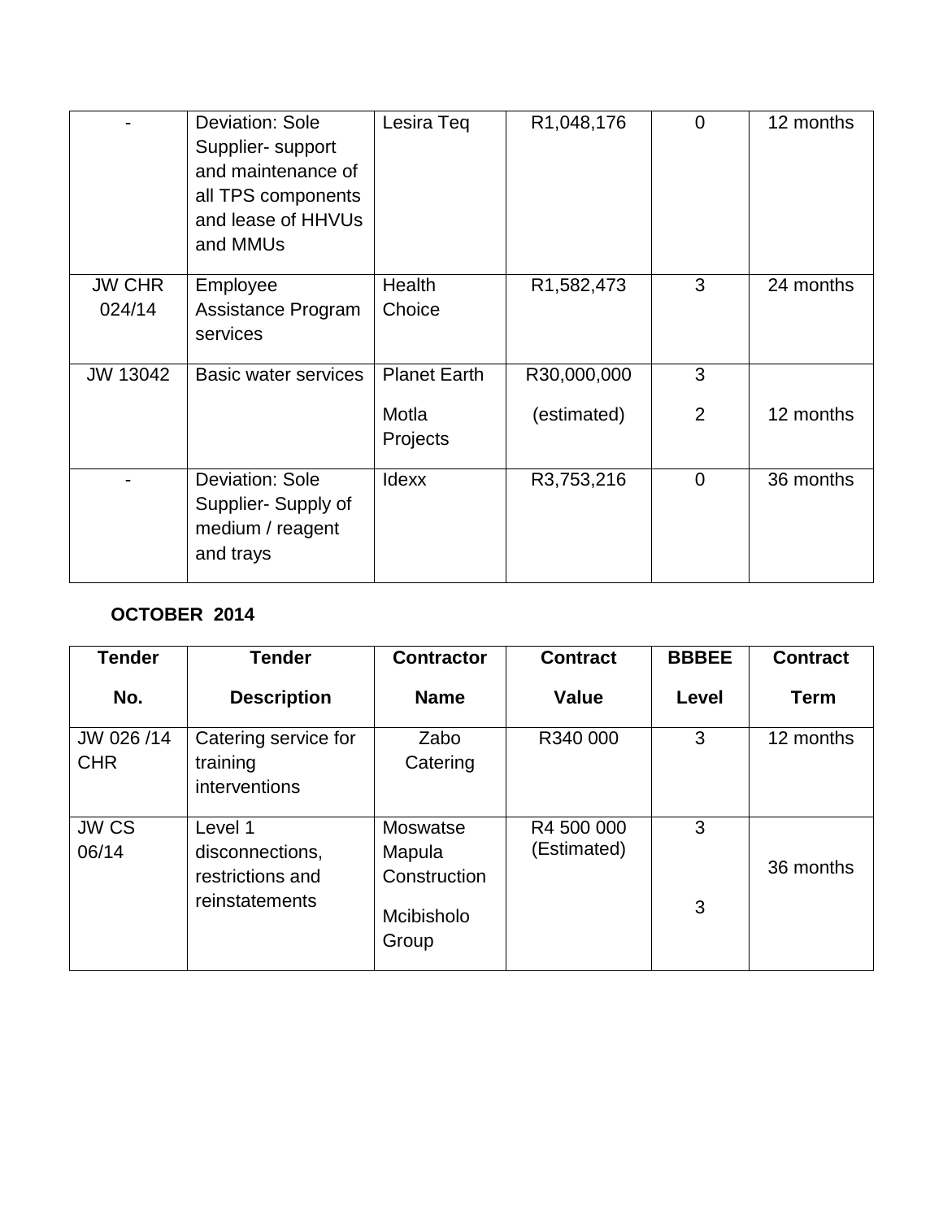| | | | | | |
|---|---|---|---|---|---|
| - | Deviation: Sole Supplier- support and maintenance of all TPS components and lease of HHVUs and MMUs | Lesira Teq | R1,048,176 | 0 | 12 months |
| JW CHR 024/14 | Employee Assistance Program services | Health Choice | R1,582,473 | 3 | 24 months |
| JW 13042 | Basic water services | Planet Earth<br>Motla Projects | R30,000,000<br>(estimated) | 3<br>2 | 12 months |
| - | Deviation: Sole Supplier- Supply of medium / reagent and trays | Idexx | R3,753,216 | 0 | 36 months |

**OCTOBER 2014**

| Tender No. | Tender Description | Contractor Name | Contract Value | BBBEE Level | Contract Term |
|---|---|---|---|---|---|
| JW 026 /14 CHR | Catering service for training interventions | Zabo Catering | R340 000 | 3 | 12 months |
| JW CS 06/14 | Level 1 disconnections, restrictions and reinstatements | Moswatse Mapula Construction<br>Mcibisholo Group | R4 500 000 (Estimated) | 3<br>3 | 36 months |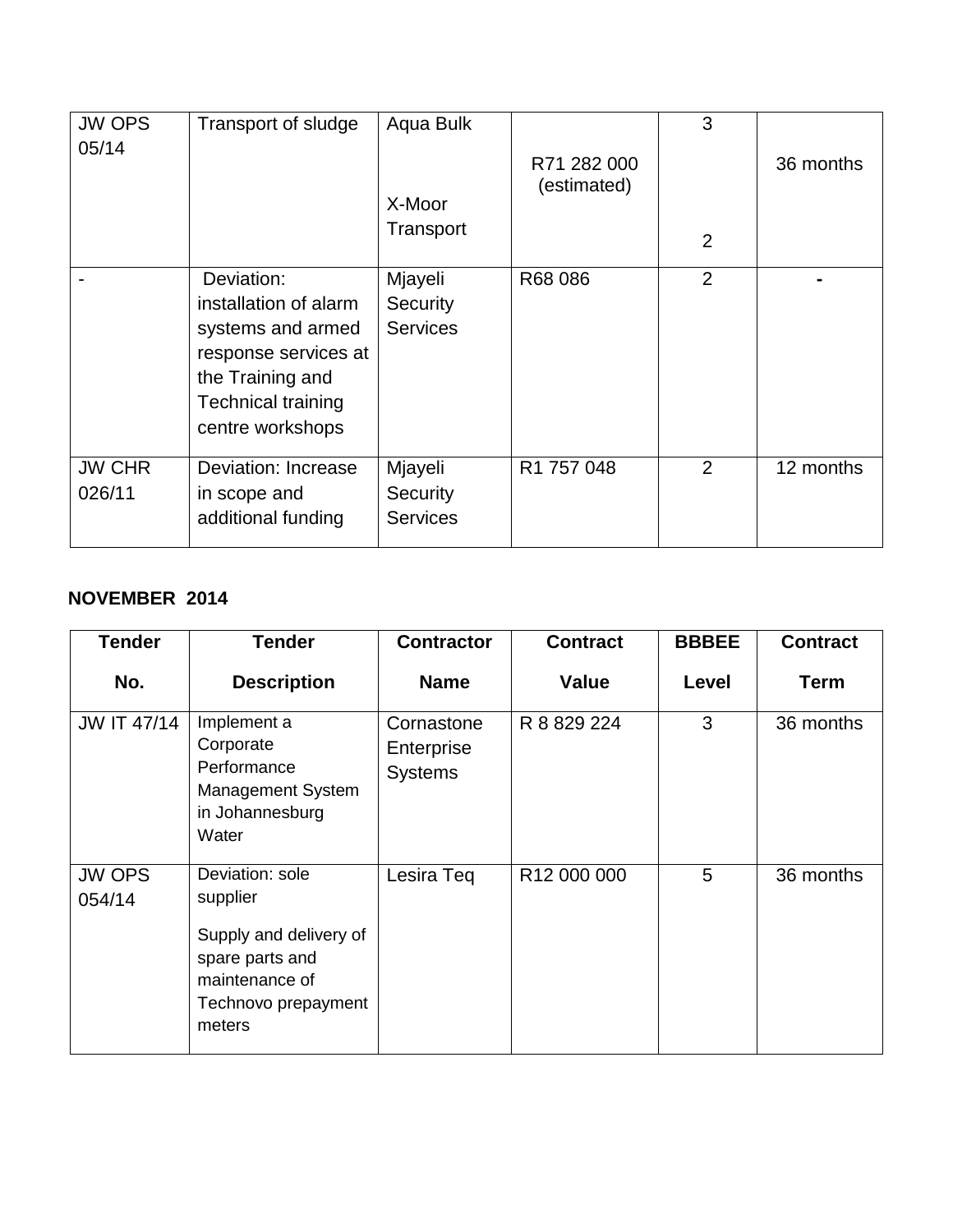| | | | | | |
|---|---|---|---|---|---|
| JW OPS 05/14 | Transport of sludge | Aqua Bulk<br><br>X-Moor Transport | R71 282 000 (estimated) | 3<br><br>2 | 36 months |
| - | Deviation: installation of alarm systems and armed response services at the Training and Technical training centre workshops | Mjayeli Security Services | R68 086 | 2 | - |
| JW CHR 026/11 | Deviation: Increase in scope and additional funding | Mjayeli Security Services | R1 757 048 | 2 | 12 months |

**NOVEMBER 2014**

| Tender No. | Tender Description | Contractor Name | Contract Value | BBBEE Level | Contract Term |
|---|---|---|---|---|---|
| JW IT 47/14 | Implement a Corporate Performance Management System in Johannesburg Water | Cornastone Enterprise Systems | R 8 829 224 | 3 | 36 months |
| JW OPS 054/14 | Deviation: sole supplier<br><br>Supply and delivery of spare parts and maintenance of Technovo prepayment meters | Lesira Teq | R12 000 000 | 5 | 36 months |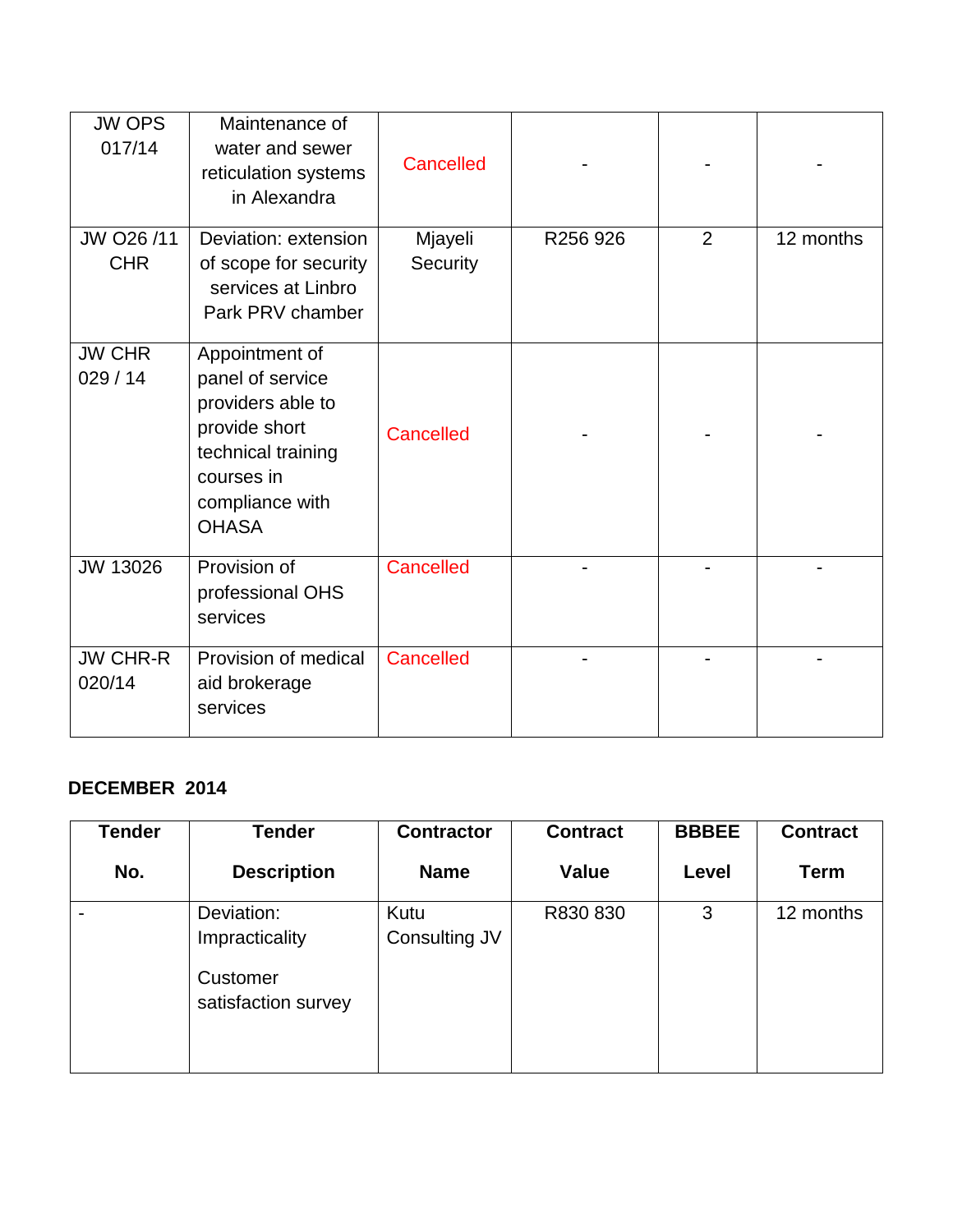| JW OPS 017/14 | Maintenance of water and sewer reticulation systems in Alexandra | Cancelled | - | - | - |
|---|---|---|---|---|---|
| JW O26 /11 CHR | Deviation: extension of scope for security services at Linbro Park PRV chamber | Mjayeli Security | R256 926 | 2 | 12 months |
| JW CHR 029 / 14 | Appointment of panel of service providers able to provide short technical training courses in compliance with OHASA | Cancelled | - | - | - |
| JW 13026 | Provision of professional OHS services | Cancelled | - | - | - |
| JW CHR-R 020/14 | Provision of medical aid brokerage services | Cancelled | - | - | - |

**DECEMBER 2014**

| Tender No. | Tender Description | Contractor Name | Contract Value | BBBEE Level | Contract Term |
|---|---|---|---|---|---|
| - | Deviation: Impracticality<br>Customer satisfaction survey | Kutu Consulting JV | R830 830 | 3 | 12 months |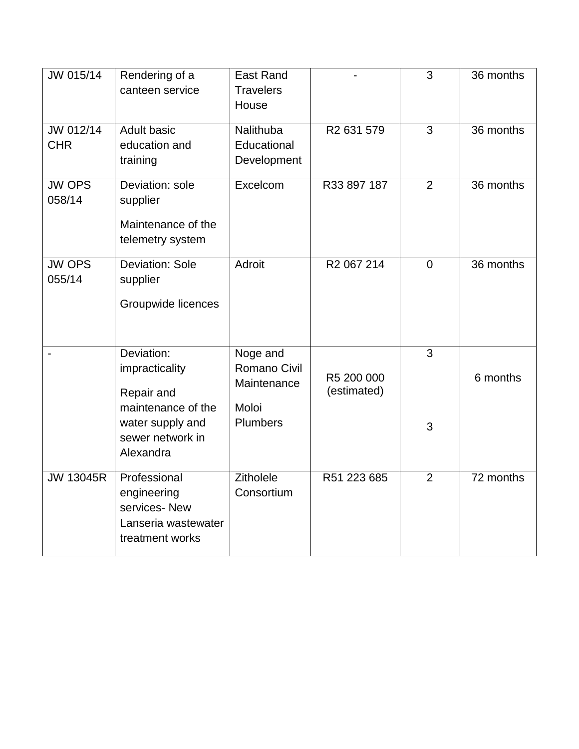| | | | | | |
|---|---|---|---|---|---|
| JW 015/14 | Rendering of a canteen service | East Rand Travelers House | - | 3 | 36 months |
| JW 012/14 CHR | Adult basic education and training | Nalithuba Educational Development | R2 631 579 | 3 | 36 months |
| JW OPS 058/14 | Deviation: sole supplier<br><br>Maintenance of the telemetry system | Excelcom | R33 897 187 | 2 | 36 months |
| JW OPS 055/14 | Deviation: Sole supplier<br><br>Groupwide licences | Adroit | R2 067 214 | 0 | 36 months |
| - | Deviation: impracticality<br><br>Repair and maintenance of the water supply and sewer network in Alexandra | Noge and Romano Civil Maintenance<br><br>Moloi Plumbers | R5 200 000 (estimated) | 3<br><br>3 | 6 months |
| JW 13045R | Professional engineering services- New Lanseria wastewater treatment works | Zitholele Consortium | R51 223 685 | 2 | 72 months |